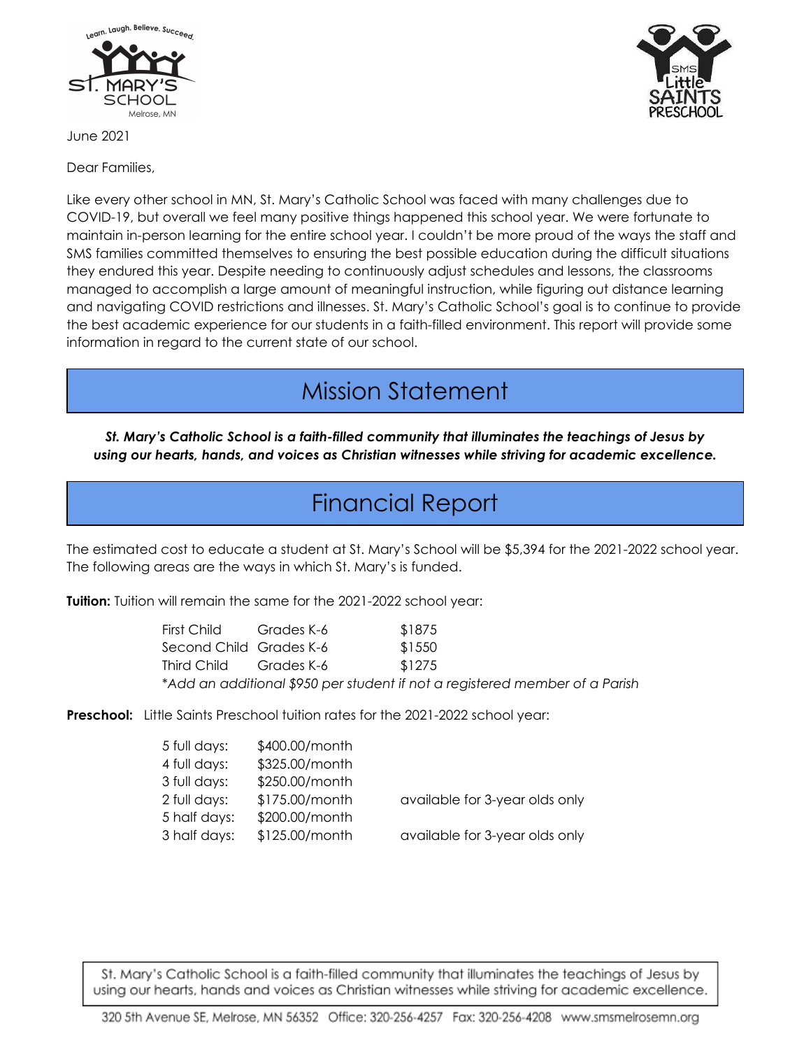June 2021

Dear Families,

Like every other school in MN, St. Mary's Catholic School was faced with many challenges due to COVID-19, but overall we feel many positive things happened this school year. We were fortunate to maintain in-person learning for the entire school year. I couldn't be more proud of the ways the staff and SMS families committed themselves to ensuring the best possible education during the difficult situations they endured this year. Despite needing to continuously adjust schedules and lessons, the classrooms managed to accomplish a large amount of meaningful instruction, while figuring out distance learning and navigating COVID restrictions and illnesses. St. Mary's Catholic School's goal is to continue to provide the best academic experience for our students in a faith-filled environment. This report will provide some information in regard to the current state of our school.

## Mission Statement

***St. Mary's Catholic School is a faith-filled community that illuminates the teachings of Jesus by using our hearts, hands, and voices as Christian witnesses while striving for academic excellence.***

## Financial Report

The estimated cost to educate a student at St. Mary's School will be $5,394 for the 2021-2022 school year. The following areas are the ways in which St. Mary's is funded.

**Tuition:** Tuition will remain the same for the 2021-2022 school year:

| | | |
|---|---|---|
| First Child | Grades K-6 | $1875 |
| Second Child | Grades K-6 | $1550 |
| Third Child | Grades K-6 | $1275 |

*\*Add an additional $950 per student if not a registered member of a Parish*

**Preschool:** Little Saints Preschool tuition rates for the 2021-2022 school year:

| | | |
|---|---|---|
| 5 full days: | $400.00/month | |
| 4 full days: | $325.00/month | |
| 3 full days: | $250.00/month | |
| 2 full days: | $175.00/month | available for 3-year olds only |
| 5 half days: | $200.00/month | |
| 3 half days: | $125.00/month | available for 3-year olds only |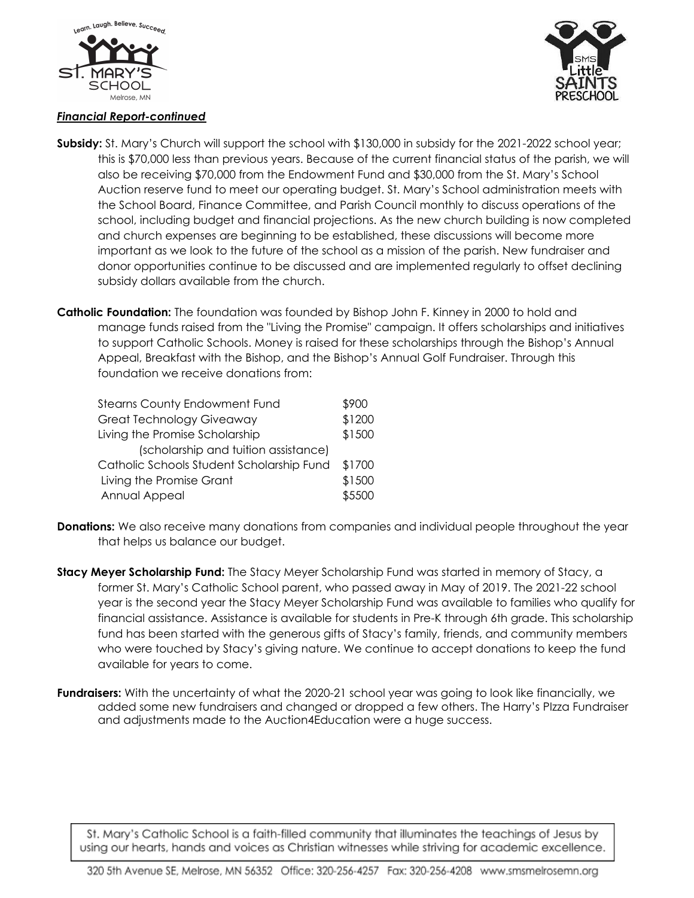***Financial Report-continued***

**Subsidy:** St. Mary's Church will support the school with $130,000 in subsidy for the 2021-2022 school year; this is $70,000 less than previous years. Because of the current financial status of the parish, we will also be receiving $70,000 from the Endowment Fund and $30,000 from the St. Mary's School Auction reserve fund to meet our operating budget. St. Mary's School administration meets with the School Board, Finance Committee, and Parish Council monthly to discuss operations of the school, including budget and financial projections. As the new church building is now completed and church expenses are beginning to be established, these discussions will become more important as we look to the future of the school as a mission of the parish. New fundraiser and donor opportunities continue to be discussed and are implemented regularly to offset declining subsidy dollars available from the church.

**Catholic Foundation:** The foundation was founded by Bishop John F. Kinney in 2000 to hold and manage funds raised from the "Living the Promise" campaign. It offers scholarships and initiatives to support Catholic Schools. Money is raised for these scholarships through the Bishop's Annual Appeal, Breakfast with the Bishop, and the Bishop's Annual Golf Fundraiser. Through this foundation we receive donations from:

| | |
|---|---|
| Stearns County Endowment Fund | $900 |
| Great Technology Giveaway | $1200 |
| Living the Promise Scholarship (scholarship and tuition assistance) | $1500 |
| Catholic Schools Student Scholarship Fund | $1700 |
| Living the Promise Grant | $1500 |
| Annual Appeal | $5500 |

**Donations:** We also receive many donations from companies and individual people throughout the year that helps us balance our budget.

**Stacy Meyer Scholarship Fund:** The Stacy Meyer Scholarship Fund was started in memory of Stacy, a former St. Mary's Catholic School parent, who passed away in May of 2019. The 2021-22 school year is the second year the Stacy Meyer Scholarship Fund was available to families who qualify for financial assistance. Assistance is available for students in Pre-K through 6th grade. This scholarship fund has been started with the generous gifts of Stacy's family, friends, and community members who were touched by Stacy's giving nature. We continue to accept donations to keep the fund available for years to come.

**Fundraisers:** With the uncertainty of what the 2020-21 school year was going to look like financially, we added some new fundraisers and changed or dropped a few others. The Harry's PIzza Fundraiser and adjustments made to the Auction4Education were a huge success.

St. Mary's Catholic School is a faith-filled community that illuminates the teachings of Jesus by using our hearts, hands and voices as Christian witnesses while striving for academic excellence.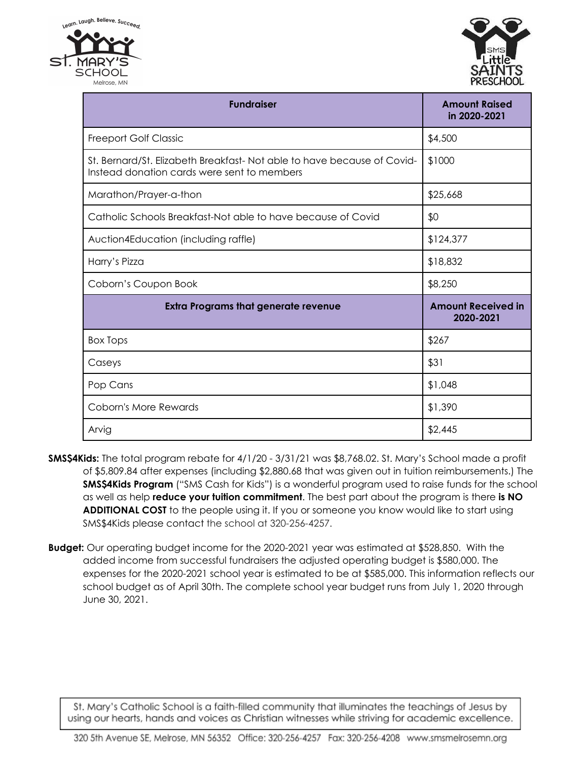| Fundraiser | Amount Raised in 2020-2021 |
| --- | --- |
| Freeport Golf Classic | $4,500 |
| St. Bernard/St. Elizabeth Breakfast- Not able to have because of Covid- Instead donation cards were sent to members | $1000 |
| Marathon/Prayer-a-thon | $25,668 |
| Catholic Schools Breakfast-Not able to have because of Covid | $0 |
| Auction4Education (including raffle) | $124,377 |
| Harry's Pizza | $18,832 |
| Coborn's Coupon Book | $8,250 |
| **Extra Programs that generate revenue** | **Amount Received in 2020-2021** |
| Box Tops | $267 |
| Caseys | $31 |
| Pop Cans | $1,048 |
| Coborn's More Rewards | $1,390 |
| Arvig | $2,445 |

**SMS$4Kids:** The total program rebate for 4/1/20 - 3/31/21 was $8,768.02. St. Mary's School made a profit of $5,809.84 after expenses (including $2,880.68 that was given out in tuition reimbursements.) The **SMS$4Kids Program** ("SMS Cash for Kids") is a wonderful program used to raise funds for the school as well as help **reduce your tuition commitment**. The best part about the program is there **is NO ADDITIONAL COST** to the people using it. If you or someone you know would like to start using SMS$4Kids please contact the school at 320-256-4257.

**Budget:** Our operating budget income for the 2020-2021 year was estimated at $528,850. With the added income from successful fundraisers the adjusted operating budget is $580,000. The expenses for the 2020-2021 school year is estimated to be at $585,000. This information reflects our school budget as of April 30th. The complete school year budget runs from July 1, 2020 through June 30, 2021.

St. Mary's Catholic School is a faith-filled community that illuminates the teachings of Jesus by using our hearts, hands and voices as Christian witnesses while striving for academic excellence.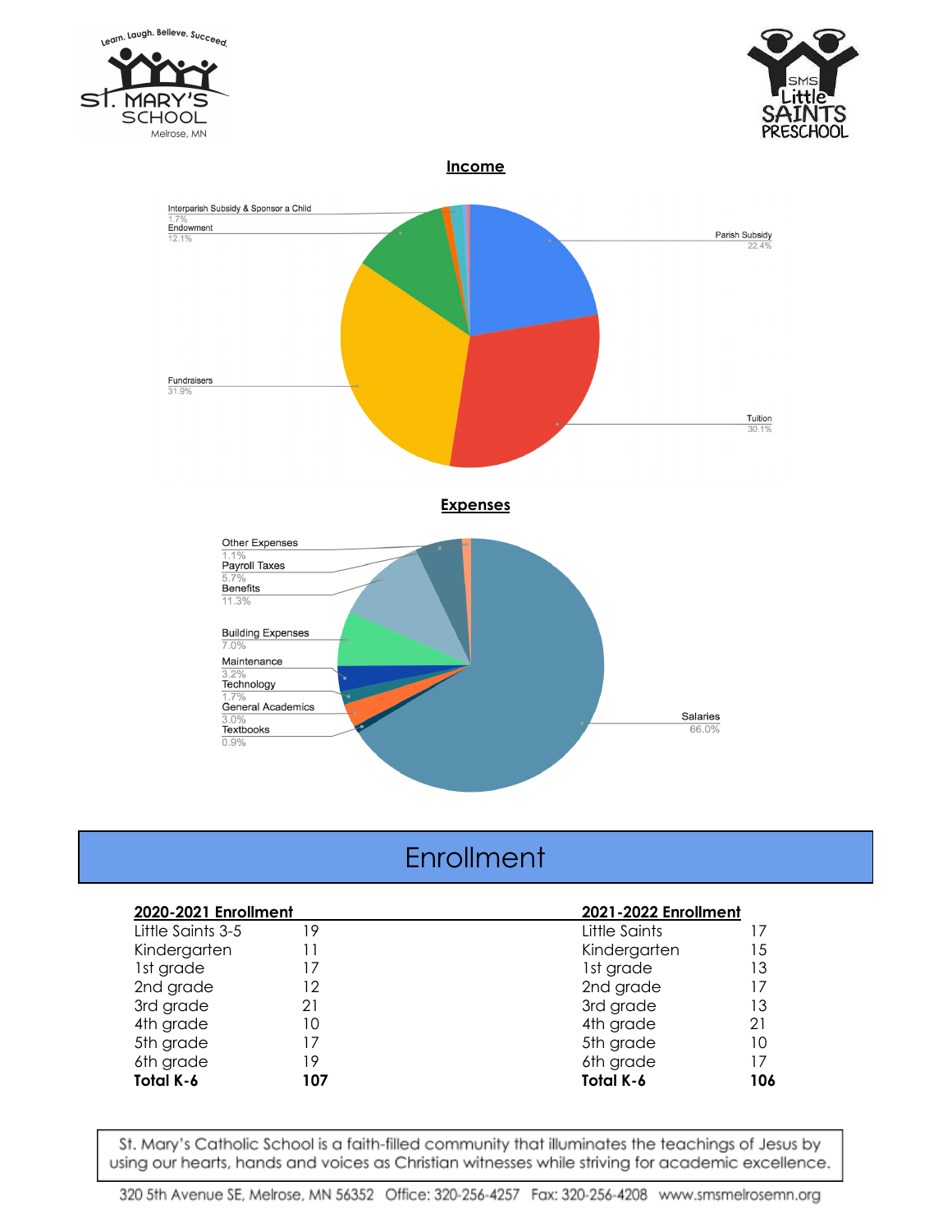## Income

- Parish Subsidy: 22.4%
- Tuition: 30.1%
- Fundraisers: 31.9%
- Endowment: 12.1%
- Interparish Subsidy & Sponsor a Child: 1.7%

## Expenses

- Salaries: 66.0%
- Benefits: 11.3%
- Building Expenses: 7.0%
- Payroll Taxes: 5.7%
- Maintenance: 3.2%
- General Academics: 3.0%
- Technology: 1.7%
- Other Expenses: 1.1%
- Textbooks: 0.9%

# Enrollment

| **2020-2021 Enrollment** | |
|---|---|
| Little Saints 3-5 | 19 |
| Kindergarten | 11 |
| 1st grade | 17 |
| 2nd grade | 12 |
| 3rd grade | 21 |
| 4th grade | 10 |
| 5th grade | 17 |
| 6th grade | 19 |
| **Total K-6** | **107** |

| **2021-2022 Enrollment** | |
|---|---|
| Little Saints | 17 |
| Kindergarten | 15 |
| 1st grade | 13 |
| 2nd grade | 17 |
| 3rd grade | 13 |
| 4th grade | 21 |
| 5th grade | 10 |
| 6th grade | 17 |
| **Total K-6** | **106** |

St. Mary's Catholic School is a faith-filled community that illuminates the teachings of Jesus by using our hearts, hands and voices as Christian witnesses while striving for academic excellence.

320 5th Avenue SE, Melrose, MN 56352 Office: 320-256-4257 Fax: 320-256-4208 www.smsmelrosemn.org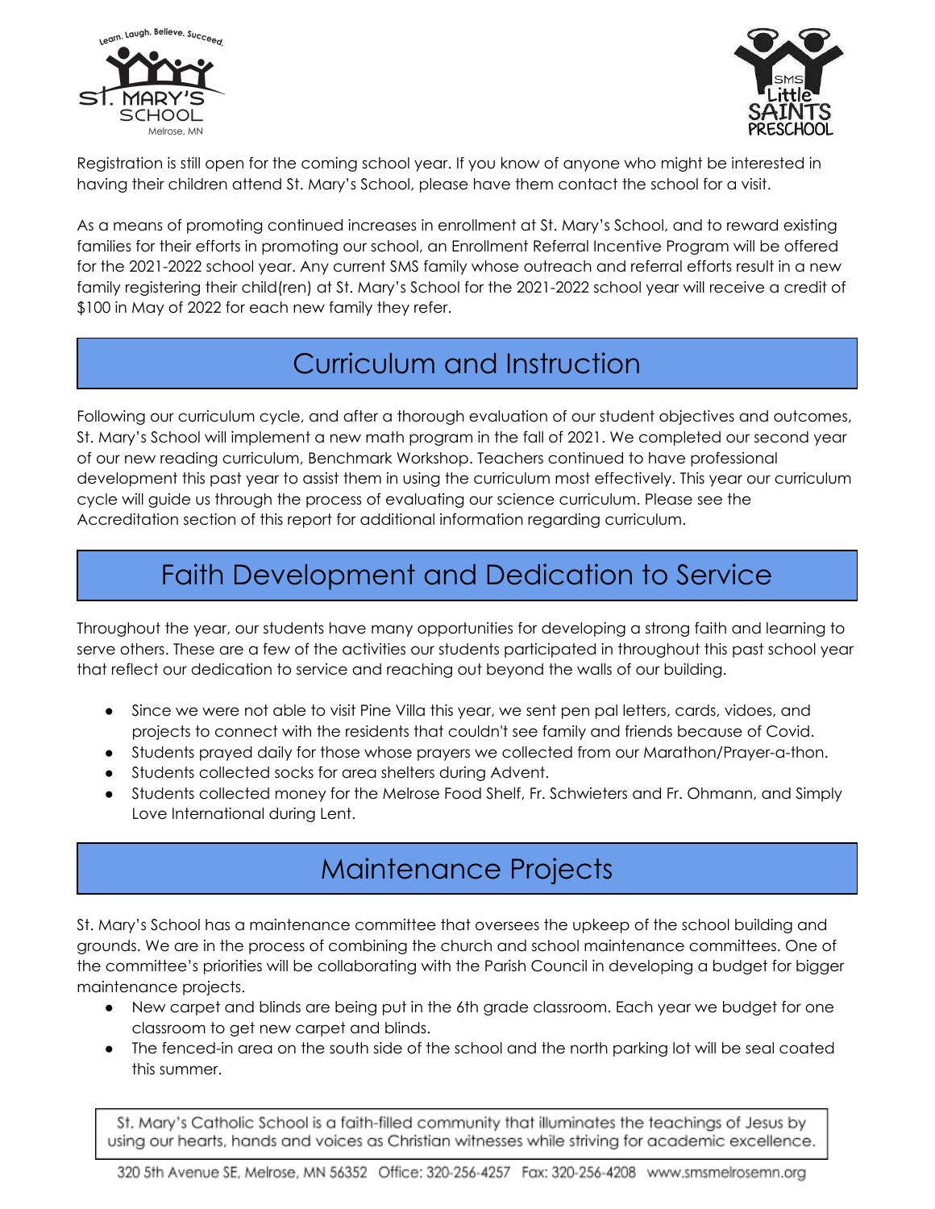Registration is still open for the coming school year. If you know of anyone who might be interested in having their children attend St. Mary's School, please have them contact the school for a visit.

As a means of promoting continued increases in enrollment at St. Mary's School, and to reward existing families for their efforts in promoting our school, an Enrollment Referral Incentive Program will be offered for the 2021-2022 school year. Any current SMS family whose outreach and referral efforts result in a new family registering their child(ren) at St. Mary's School for the 2021-2022 school year will receive a credit of $100 in May of 2022 for each new family they refer.

## Curriculum and Instruction

Following our curriculum cycle, and after a thorough evaluation of our student objectives and outcomes, St. Mary's School will implement a new math program in the fall of 2021. We completed our second year of our new reading curriculum, Benchmark Workshop. Teachers continued to have professional development this past year to assist them in using the curriculum most effectively. This year our curriculum cycle will guide us through the process of evaluating our science curriculum. Please see the Accreditation section of this report for additional information regarding curriculum.

## Faith Development and Dedication to Service

Throughout the year, our students have many opportunities for developing a strong faith and learning to serve others. These are a few of the activities our students participated in throughout this past school year that reflect our dedication to service and reaching out beyond the walls of our building.

- Since we were not able to visit Pine Villa this year, we sent pen pal letters, cards, vidoes, and projects to connect with the residents that couldn't see family and friends because of Covid.
- Students prayed daily for those whose prayers we collected from our Marathon/Prayer-a-thon.
- Students collected socks for area shelters during Advent.
- Students collected money for the Melrose Food Shelf, Fr. Schwieters and Fr. Ohmann, and Simply Love International during Lent.

## Maintenance Projects

St. Mary's School has a maintenance committee that oversees the upkeep of the school building and grounds. We are in the process of combining the church and school maintenance committees. One of the committee's priorities will be collaborating with the Parish Council in developing a budget for bigger maintenance projects.

- New carpet and blinds are being put in the 6th grade classroom. Each year we budget for one classroom to get new carpet and blinds.
- The fenced-in area on the south side of the school and the north parking lot will be seal coated this summer.

St. Mary's Catholic School is a faith-filled community that illuminates the teachings of Jesus by using our hearts, hands and voices as Christian witnesses while striving for academic excellence.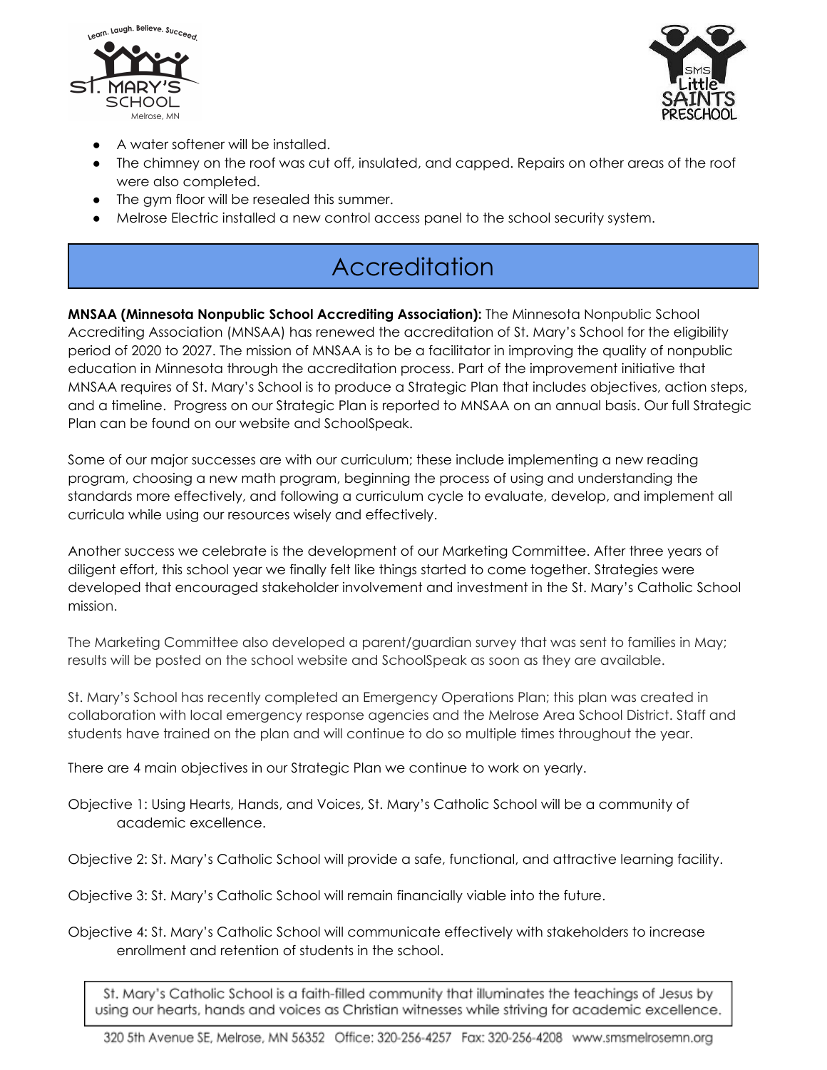- A water softener will be installed.
- The chimney on the roof was cut off, insulated, and capped. Repairs on other areas of the roof were also completed.
- The gym floor will be resealed this summer.
- Melrose Electric installed a new control access panel to the school security system.

# Accreditation

**MNSAA (Minnesota Nonpublic School Accrediting Association):** The Minnesota Nonpublic School Accrediting Association (MNSAA) has renewed the accreditation of St. Mary's School for the eligibility period of 2020 to 2027. The mission of MNSAA is to be a facilitator in improving the quality of nonpublic education in Minnesota through the accreditation process. Part of the improvement initiative that MNSAA requires of St. Mary's School is to produce a Strategic Plan that includes objectives, action steps, and a timeline. Progress on our Strategic Plan is reported to MNSAA on an annual basis. Our full Strategic Plan can be found on our website and SchoolSpeak.

Some of our major successes are with our curriculum; these include implementing a new reading program, choosing a new math program, beginning the process of using and understanding the standards more effectively, and following a curriculum cycle to evaluate, develop, and implement all curricula while using our resources wisely and effectively.

Another success we celebrate is the development of our Marketing Committee. After three years of diligent effort, this school year we finally felt like things started to come together. Strategies were developed that encouraged stakeholder involvement and investment in the St. Mary's Catholic School mission.

The Marketing Committee also developed a parent/guardian survey that was sent to families in May; results will be posted on the school website and SchoolSpeak as soon as they are available.

St. Mary's School has recently completed an Emergency Operations Plan; this plan was created in collaboration with local emergency response agencies and the Melrose Area School District. Staff and students have trained on the plan and will continue to do so multiple times throughout the year.

There are 4 main objectives in our Strategic Plan we continue to work on yearly.

Objective 1: Using Hearts, Hands, and Voices, St. Mary's Catholic School will be a community of academic excellence.

Objective 2: St. Mary's Catholic School will provide a safe, functional, and attractive learning facility.

Objective 3: St. Mary's Catholic School will remain financially viable into the future.

Objective 4: St. Mary's Catholic School will communicate effectively with stakeholders to increase enrollment and retention of students in the school.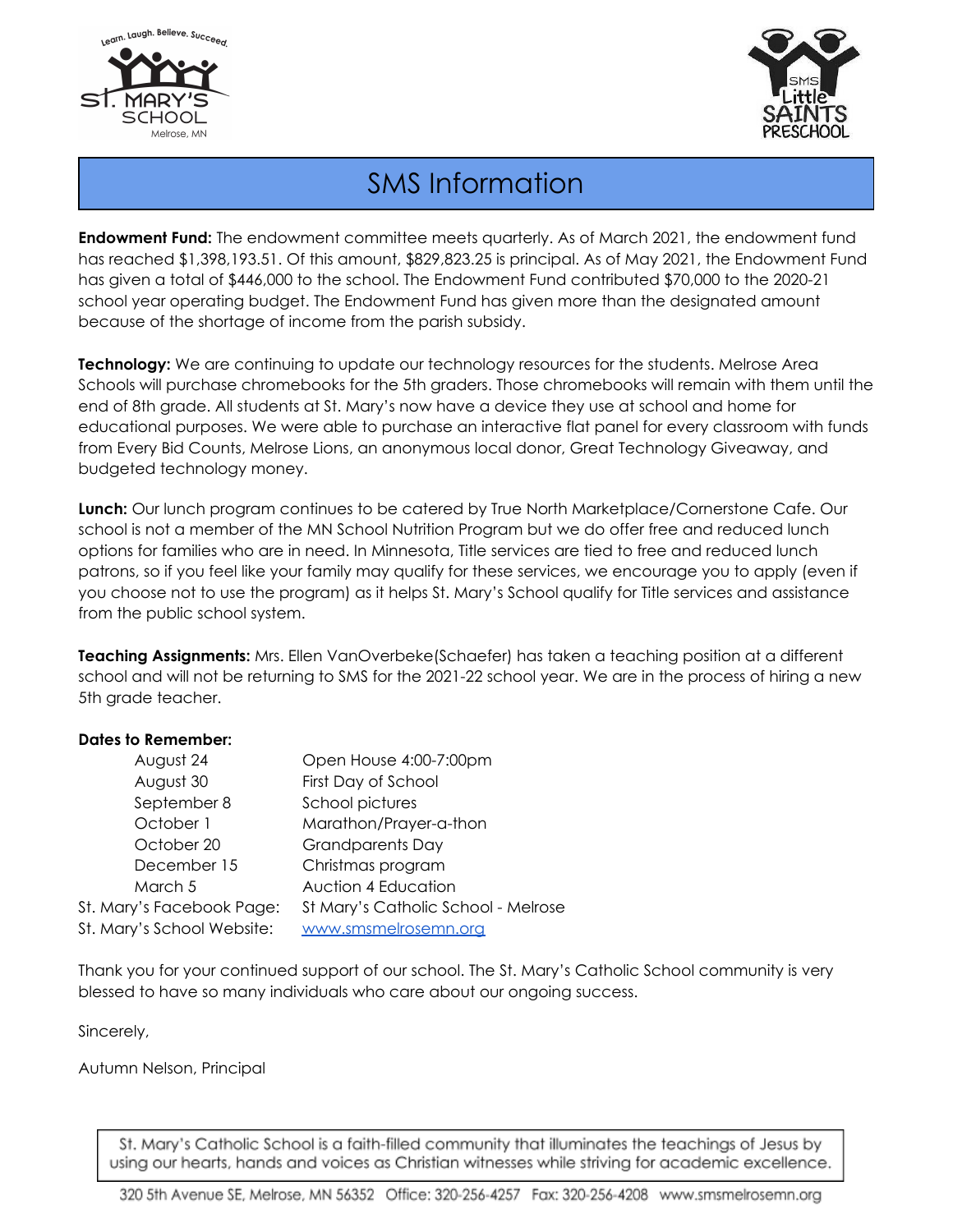# SMS Information

**Endowment Fund:** The endowment committee meets quarterly. As of March 2021, the endowment fund has reached $1,398,193.51. Of this amount, $829,823.25 is principal. As of May 2021, the Endowment Fund has given a total of $446,000 to the school. The Endowment Fund contributed $70,000 to the 2020-21 school year operating budget. The Endowment Fund has given more than the designated amount because of the shortage of income from the parish subsidy.

**Technology:** We are continuing to update our technology resources for the students. Melrose Area Schools will purchase chromebooks for the 5th graders. Those chromebooks will remain with them until the end of 8th grade. All students at St. Mary's now have a device they use at school and home for educational purposes. We were able to purchase an interactive flat panel for every classroom with funds from Every Bid Counts, Melrose Lions, an anonymous local donor, Great Technology Giveaway, and budgeted technology money.

**Lunch:** Our lunch program continues to be catered by True North Marketplace/Cornerstone Cafe. Our school is not a member of the MN School Nutrition Program but we do offer free and reduced lunch options for families who are in need. In Minnesota, Title services are tied to free and reduced lunch patrons, so if you feel like your family may qualify for these services, we encourage you to apply (even if you choose not to use the program) as it helps St. Mary's School qualify for Title services and assistance from the public school system.

**Teaching Assignments:** Mrs. Ellen VanOverbeke(Schaefer) has taken a teaching position at a different school and will not be returning to SMS for the 2021-22 school year. We are in the process of hiring a new 5th grade teacher.

**Dates to Remember:**

| | |
|---|---|
| August 24 | Open House 4:00-7:00pm |
| August 30 | First Day of School |
| September 8 | School pictures |
| October 1 | Marathon/Prayer-a-thon |
| October 20 | Grandparents Day |
| December 15 | Christmas program |
| March 5 | Auction 4 Education |
| St. Mary's Facebook Page: | St Mary's Catholic School - Melrose |
| St. Mary's School Website: | www.smsmelrosemn.org |

Thank you for your continued support of our school. The St. Mary's Catholic School community is very blessed to have so many individuals who care about our ongoing success.

Sincerely,

Autumn Nelson, Principal

St. Mary's Catholic School is a faith-filled community that illuminates the teachings of Jesus by using our hearts, hands and voices as Christian witnesses while striving for academic excellence.

320 5th Avenue SE, Melrose, MN 56352 Office: 320-256-4257 Fax: 320-256-4208 www.smsmelrosemn.org